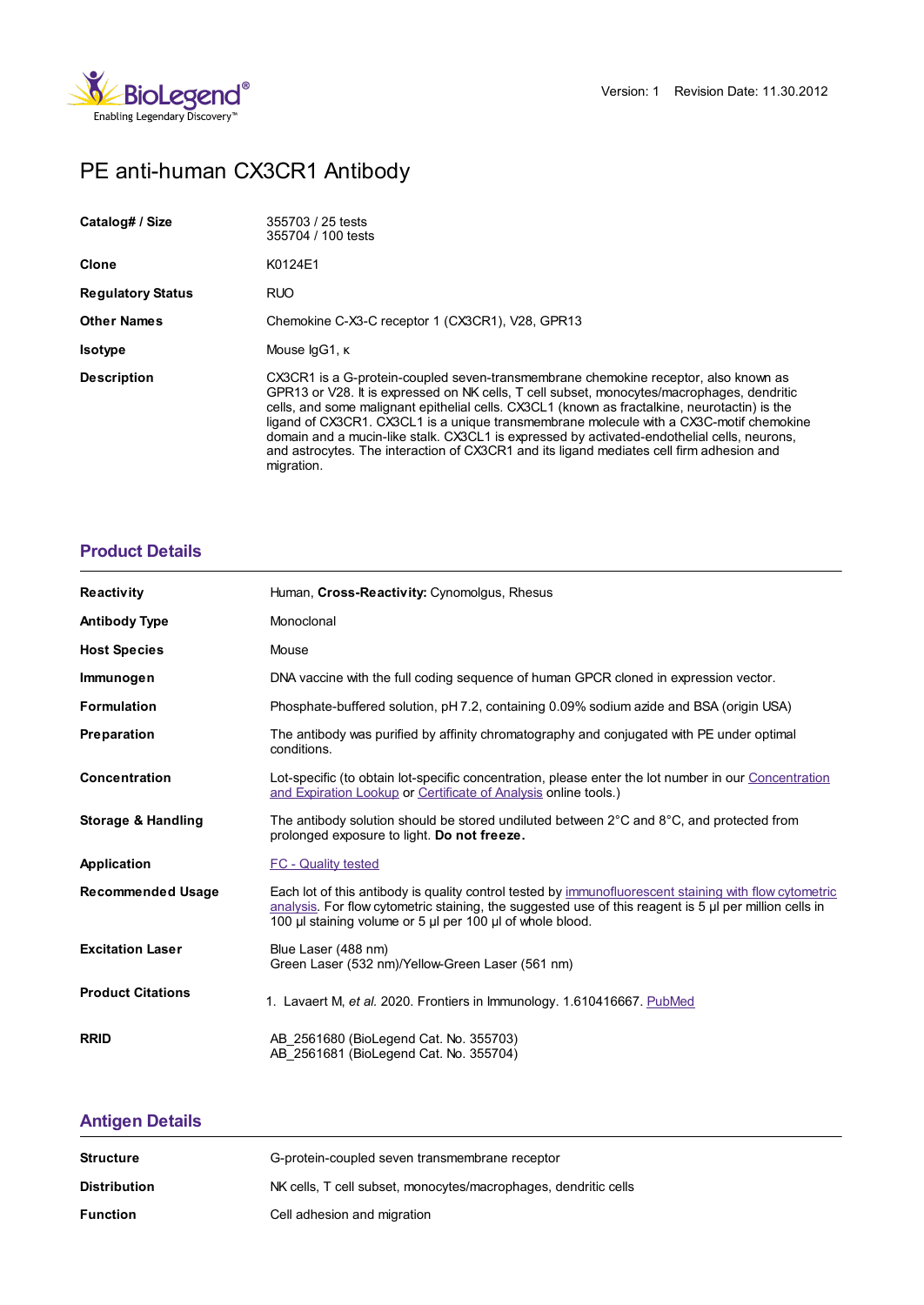Version: 1 Revision Date: 11.30.2012

# PE anti-human CX3CR1 Antibody

| | |
|---|---|
| **Catalog# / Size** | 355703 / 25 tests<br>355704 / 100 tests |
| **Clone** | K0124E1 |
| **Regulatory Status** | RUO |
| **Other Names** | Chemokine C-X3-C receptor 1 (CX3CR1), V28, GPR13 |
| **Isotype** | Mouse IgG1, κ |
| **Description** | CX3CR1 is a G-protein-coupled seven-transmembrane chemokine receptor, also known as GPR13 or V28. It is expressed on NK cells, T cell subset, monocytes/macrophages, dendritic cells, and some malignant epithelial cells. CX3CL1 (known as fractalkine, neurotactin) is the ligand of CX3CR1. CX3CL1 is a unique transmembrane molecule with a CX3C-motif chemokine domain and a mucin-like stalk. CX3CL1 is expressed by activated-endothelial cells, neurons, and astrocytes. The interaction of CX3CR1 and its ligand mediates cell firm adhesion and migration. |

## Product Details

| | |
|---|---|
| **Reactivity** | Human, **Cross-Reactivity:** Cynomolgus, Rhesus |
| **Antibody Type** | Monoclonal |
| **Host Species** | Mouse |
| **Immunogen** | DNA vaccine with the full coding sequence of human GPCR cloned in expression vector. |
| **Formulation** | Phosphate-buffered solution, pH 7.2, containing 0.09% sodium azide and BSA (origin USA) |
| **Preparation** | The antibody was purified by affinity chromatography and conjugated with PE under optimal conditions. |
| **Concentration** | Lot-specific (to obtain lot-specific concentration, please enter the lot number in our Concentration and Expiration Lookup or Certificate of Analysis online tools.) |
| **Storage & Handling** | The antibody solution should be stored undiluted between 2°C and 8°C, and protected from prolonged exposure to light. **Do not freeze.** |
| **Application** | FC - Quality tested |
| **Recommended Usage** | Each lot of this antibody is quality control tested by immunofluorescent staining with flow cytometric analysis. For flow cytometric staining, the suggested use of this reagent is 5 µl per million cells in 100 µl staining volume or 5 µl per 100 µl of whole blood. |
| **Excitation Laser** | Blue Laser (488 nm)<br>Green Laser (532 nm)/Yellow-Green Laser (561 nm) |
| **Product Citations** | 1. Lavaert M, *et al.* 2020. Frontiers in Immunology. 1.610416667. PubMed |
| **RRID** | AB_2561680 (BioLegend Cat. No. 355703)<br>AB_2561681 (BioLegend Cat. No. 355704) |

## Antigen Details

| | |
|---|---|
| **Structure** | G-protein-coupled seven transmembrane receptor |
| **Distribution** | NK cells, T cell subset, monocytes/macrophages, dendritic cells |
| **Function** | Cell adhesion and migration |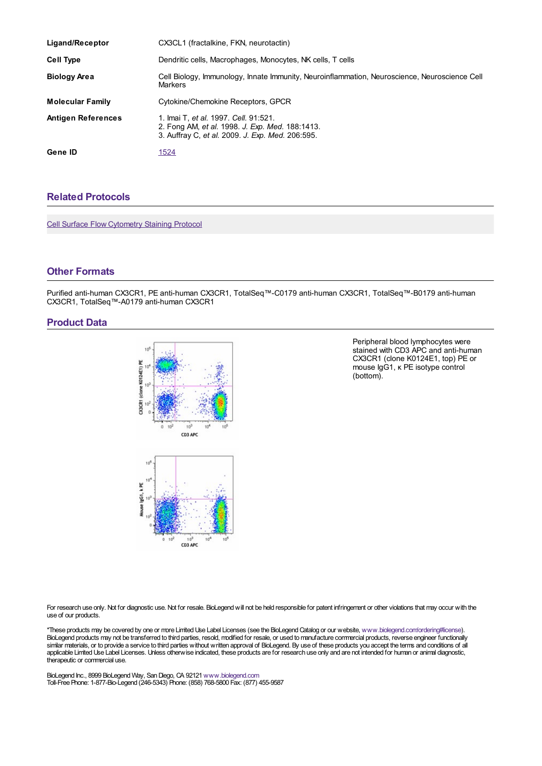| | |
|---|---|
| **Ligand/Receptor** | CX3CL1 (fractalkine, FKN, neurotactin) |
| **Cell Type** | Dendritic cells, Macrophages, Monocytes, NK cells, T cells |
| **Biology Area** | Cell Biology, Immunology, Innate Immunity, Neuroinflammation, Neuroscience, Neuroscience Cell Markers |
| **Molecular Family** | Cytokine/Chemokine Receptors, GPCR |
| **Antigen References** | 1. Imai T, *et al.* 1997. *Cell.* 91:521.<br>2. Fong AM, *et al.* 1998. *J. Exp. Med.* 188:1413.<br>3. Auffray C, *et al.* 2009. *J. Exp. Med.* 206:595. |
| **Gene ID** | 1524 |

## Related Protocols

Cell Surface Flow Cytometry Staining Protocol

## Other Formats

Purified anti-human CX3CR1, PE anti-human CX3CR1, TotalSeq™-C0179 anti-human CX3CR1, TotalSeq™-B0179 anti-human CX3CR1, TotalSeq™-A0179 anti-human CX3CR1

## Product Data

CX3CR1 (clone K0124E1) PE

CD3 APC

Mouse IgG1, κ PE

CD3 APC

Peripheral blood lymphocytes were stained with CD3 APC and anti-human CX3CR1 (clone K0124E1, top) PE or mouse IgG1, κ PE isotype control (bottom).

For research use only. Not for diagnostic use. Not for resale. BioLegend will not be held responsible for patent infringement or other violations that may occur with the use of our products.

*These products may be covered by one or more Limited Use Label Licenses (see the BioLegend Catalog or our website, www.biolegend.com/ordering#license). BioLegend products may not be transferred to third parties, resold, modified for resale, or used to manufacture commercial products, reverse engineer functionally similar materials, or to provide a service to third parties without written approval of BioLegend. By use of these products you accept the terms and conditions of all applicable Limited Use Label Licenses. Unless otherwise indicated, these products are for research use only and are not intended for human or animal diagnostic, therapeutic or commercial use.

BioLegend Inc., 8999 BioLegend Way, San Diego, CA 92121 www.biolegend.com
Toll-Free Phone: 1-877-Bio-Legend (246-5343) Phone: (858) 768-5800 Fax: (877) 455-9587